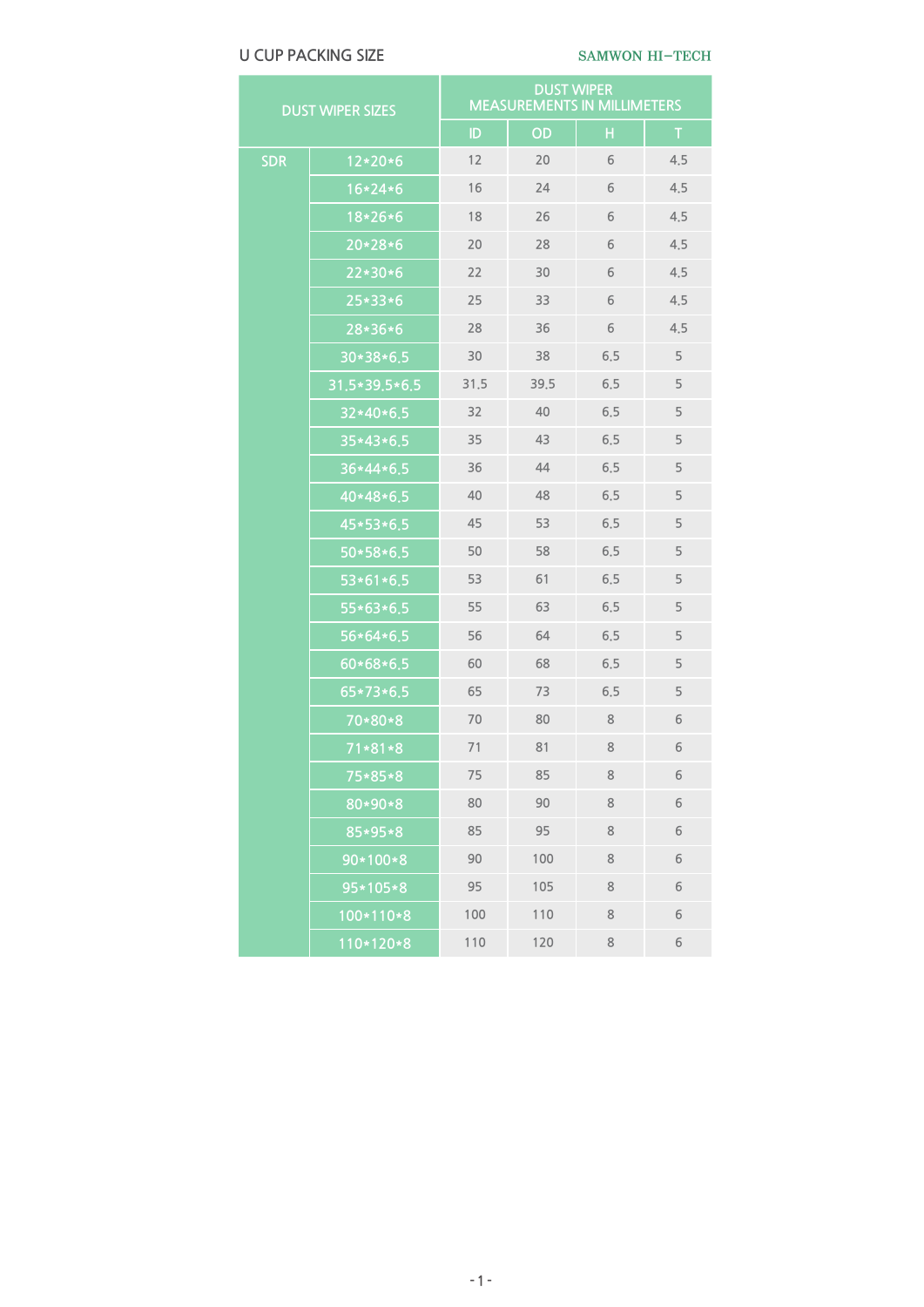U CUP PACKING SIZE

SAMWON HI-TECH

| DUST WIPER SIZES | | DUST WIPER MEASUREMENTS IN MILLIMETERS | | | |
|---|---|---|---|---|---|
| | | ID | OD | H | T |
| SDR | 12*20*6 | 12 | 20 | 6 | 4,5 |
| | 16*24*6 | 16 | 24 | 6 | 4,5 |
| | 18*26*6 | 18 | 26 | 6 | 4,5 |
| | 20*28*6 | 20 | 28 | 6 | 4,5 |
| | 22*30*6 | 22 | 30 | 6 | 4,5 |
| | 25*33*6 | 25 | 33 | 6 | 4,5 |
| | 28*36*6 | 28 | 36 | 6 | 4,5 |
| | 30*38*6,5 | 30 | 38 | 6,5 | 5 |
| | 31,5*39,5*6,5 | 31,5 | 39,5 | 6,5 | 5 |
| | 32*40*6,5 | 32 | 40 | 6,5 | 5 |
| | 35*43*6,5 | 35 | 43 | 6,5 | 5 |
| | 36*44*6,5 | 36 | 44 | 6,5 | 5 |
| | 40*48*6,5 | 40 | 48 | 6,5 | 5 |
| | 45*53*6,5 | 45 | 53 | 6,5 | 5 |
| | 50*58*6,5 | 50 | 58 | 6,5 | 5 |
| | 53*61*6,5 | 53 | 61 | 6,5 | 5 |
| | 55*63*6,5 | 55 | 63 | 6,5 | 5 |
| | 56*64*6,5 | 56 | 64 | 6,5 | 5 |
| | 60*68*6,5 | 60 | 68 | 6,5 | 5 |
| | 65*73*6,5 | 65 | 73 | 6,5 | 5 |
| | 70*80*8 | 70 | 80 | 8 | 6 |
| | 71*81*8 | 71 | 81 | 8 | 6 |
| | 75*85*8 | 75 | 85 | 8 | 6 |
| | 80*90*8 | 80 | 90 | 8 | 6 |
| | 85*95*8 | 85 | 95 | 8 | 6 |
| | 90*100*8 | 90 | 100 | 8 | 6 |
| | 95*105*8 | 95 | 105 | 8 | 6 |
| | 100*110*8 | 100 | 110 | 8 | 6 |
| | 110*120*8 | 110 | 120 | 8 | 6 |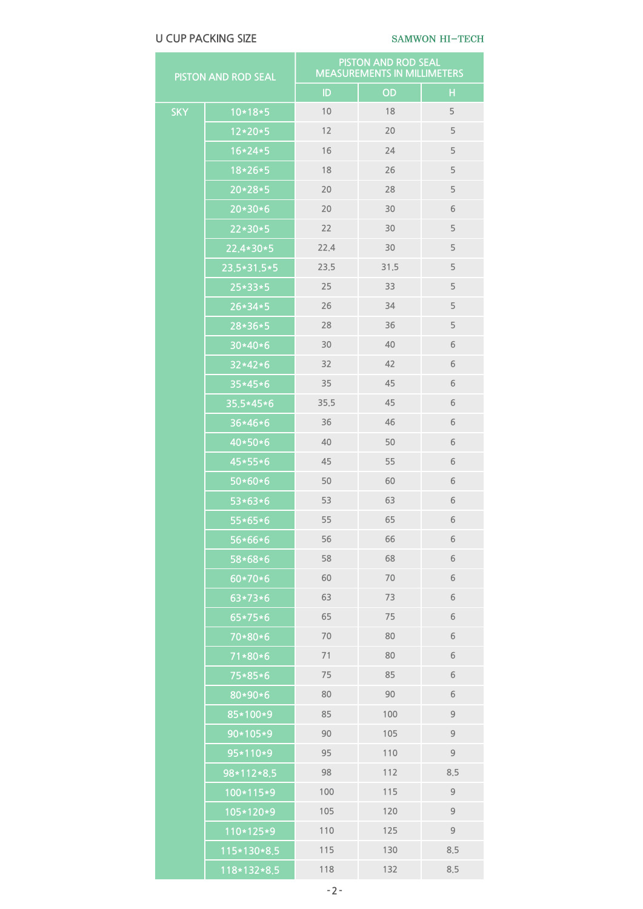U CUP PACKING SIZE

SAMWON HI-TECH

| PISTON AND ROD SEAL | | PISTON AND ROD SEAL MEASUREMENTS IN MILLIMETERS | | |
|---|---|---|---|---|
| | | ID | OD | H |
| SKY | 10*18*5 | 10 | 18 | 5 |
| | 12*20*5 | 12 | 20 | 5 |
| | 16*24*5 | 16 | 24 | 5 |
| | 18*26*5 | 18 | 26 | 5 |
| | 20*28*5 | 20 | 28 | 5 |
| | 20*30*6 | 20 | 30 | 6 |
| | 22*30*5 | 22 | 30 | 5 |
| | 22.4*30*5 | 22.4 | 30 | 5 |
| | 23.5*31.5*5 | 23.5 | 31.5 | 5 |
| | 25*33*5 | 25 | 33 | 5 |
| | 26*34*5 | 26 | 34 | 5 |
| | 28*36*5 | 28 | 36 | 5 |
| | 30*40*6 | 30 | 40 | 6 |
| | 32*42*6 | 32 | 42 | 6 |
| | 35*45*6 | 35 | 45 | 6 |
| | 35.5*45*6 | 35.5 | 45 | 6 |
| | 36*46*6 | 36 | 46 | 6 |
| | 40*50*6 | 40 | 50 | 6 |
| | 45*55*6 | 45 | 55 | 6 |
| | 50*60*6 | 50 | 60 | 6 |
| | 53*63*6 | 53 | 63 | 6 |
| | 55*65*6 | 55 | 65 | 6 |
| | 56*66*6 | 56 | 66 | 6 |
| | 58*68*6 | 58 | 68 | 6 |
| | 60*70*6 | 60 | 70 | 6 |
| | 63*73*6 | 63 | 73 | 6 |
| | 65*75*6 | 65 | 75 | 6 |
| | 70*80*6 | 70 | 80 | 6 |
| | 71*80*6 | 71 | 80 | 6 |
| | 75*85*6 | 75 | 85 | 6 |
| | 80*90*6 | 80 | 90 | 6 |
| | 85*100*9 | 85 | 100 | 9 |
| | 90*105*9 | 90 | 105 | 9 |
| | 95*110*9 | 95 | 110 | 9 |
| | 98*112*8.5 | 98 | 112 | 8.5 |
| | 100*115*9 | 100 | 115 | 9 |
| | 105*120*9 | 105 | 120 | 9 |
| | 110*125*9 | 110 | 125 | 9 |
| | 115*130*8.5 | 115 | 130 | 8.5 |
| | 118*132*8.5 | 118 | 132 | 8.5 |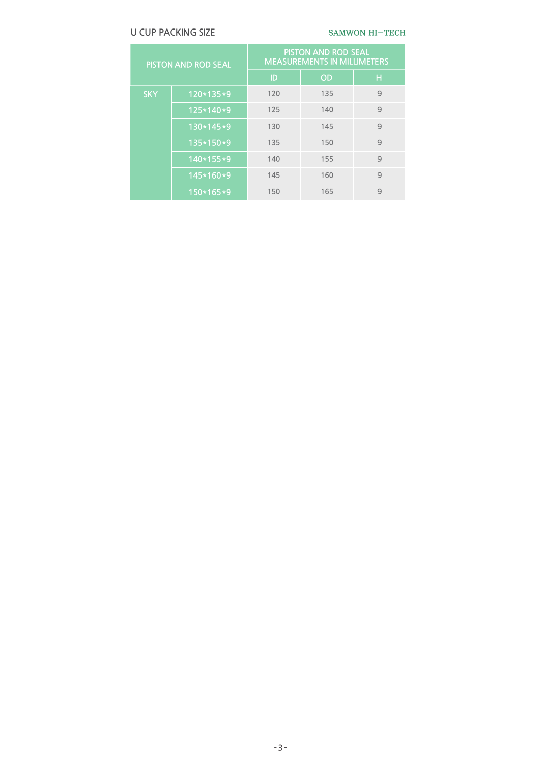## U CUP PACKING SIZE

SAMWON HI-TECH

| PISTON AND ROD SEAL | | PISTON AND ROD SEAL MEASUREMENTS IN MILLIMETERS | | |
|---|---|---|---|---|
| | | ID | OD | H |
| SKY | 120*135*9 | 120 | 135 | 9 |
| | 125*140*9 | 125 | 140 | 9 |
| | 130*145*9 | 130 | 145 | 9 |
| | 135*150*9 | 135 | 150 | 9 |
| | 140*155*9 | 140 | 155 | 9 |
| | 145*160*9 | 145 | 160 | 9 |
| | 150*165*9 | 150 | 165 | 9 |